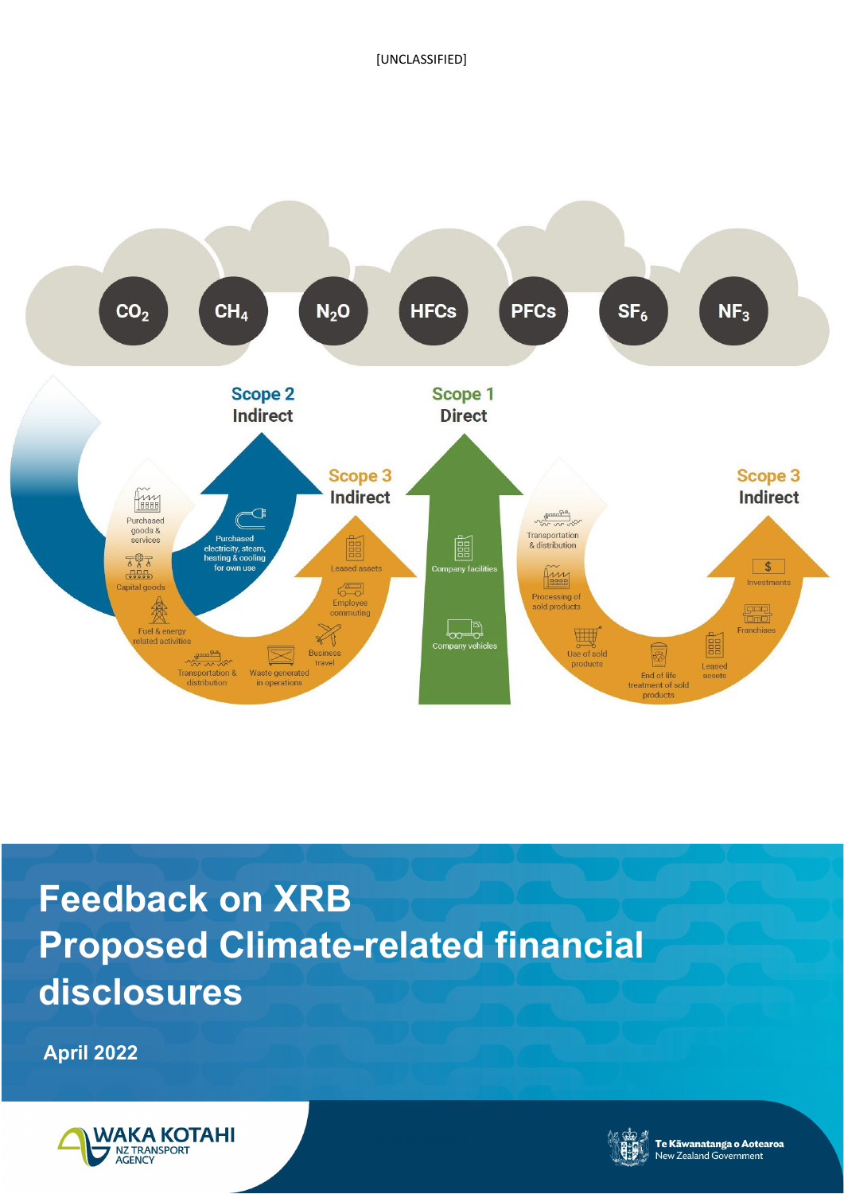[UNCLASSIFIED]

$CO_2$ $CH_4$ $N_2O$ HFCs PFCs $SF_6$ $NF_3$

Scope 2 Indirect

Scope 1 Direct

Scope 3 Indirect

Scope 3 Indirect

Purchased goods & services

Capital goods

Fuel & energy related activities

Transportation & distribution

Waste generated in operations

Business travel

Employee commuting

Leased assets

Purchased electricity, steam, heating & cooling for own use

Company facilities

Company vehicles

Transportation & distribution

Processing of sold products

Use of sold products

End of life treatment of sold products

Leased assets

Franchises

Investments

# Feedback on XRB Proposed Climate-related financial disclosures

**April 2022**

WAKA KOTAHI NZ TRANSPORT AGENCY

Te Kāwanatanga o Aotearoa New Zealand Government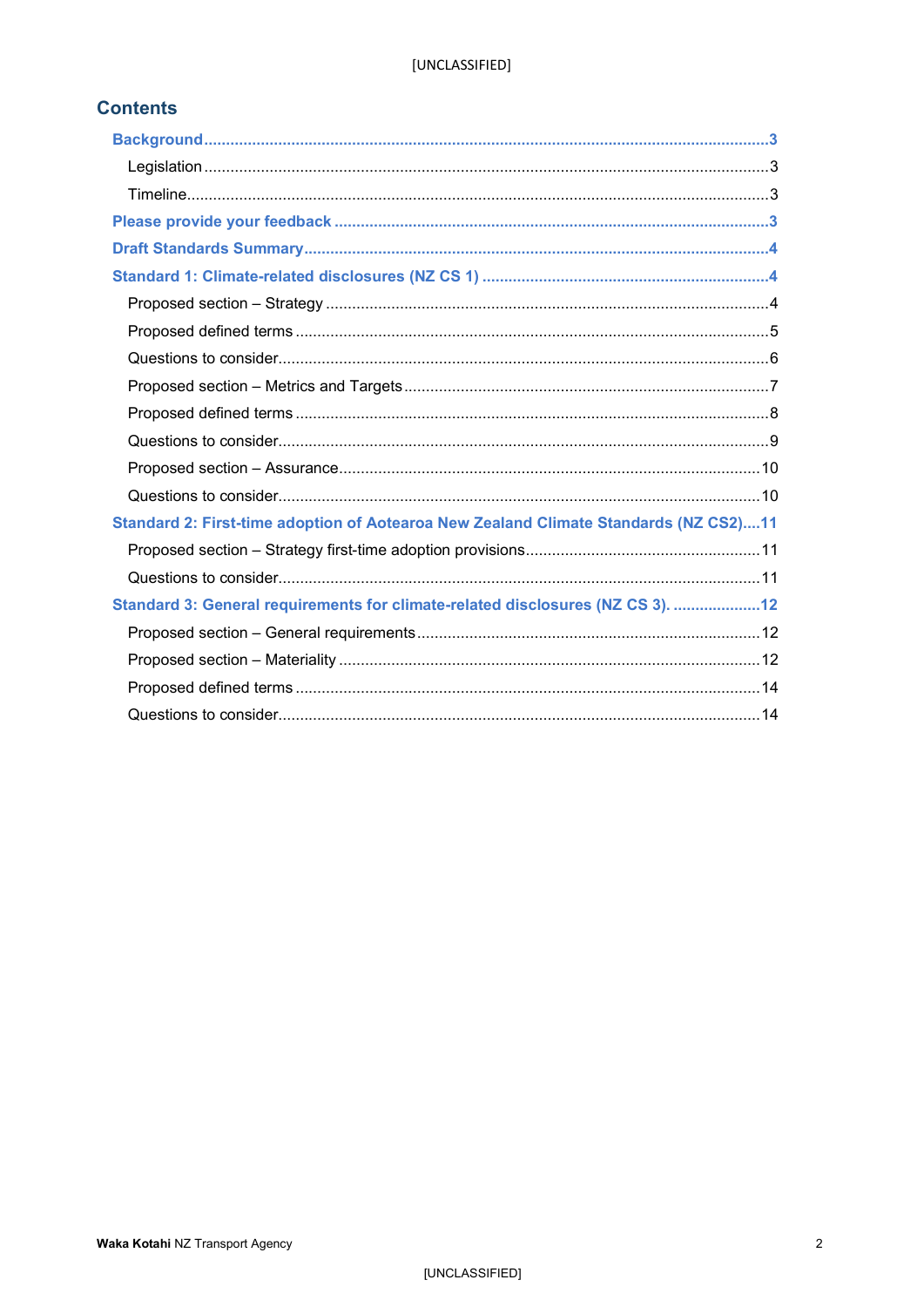## Contents

- Background ..... 3
  - Legislation ..... 3
  - Timeline ..... 3
- Please provide your feedback ..... 3
- Draft Standards Summary ..... 4
- Standard 1: Climate-related disclosures (NZ CS 1) ..... 4
  - Proposed section – Strategy ..... 4
  - Proposed defined terms ..... 5
  - Questions to consider ..... 6
  - Proposed section – Metrics and Targets ..... 7
  - Proposed defined terms ..... 8
  - Questions to consider ..... 9
  - Proposed section – Assurance ..... 10
  - Questions to consider ..... 10
- Standard 2: First-time adoption of Aotearoa New Zealand Climate Standards (NZ CS2) ..... 11
  - Proposed section – Strategy first-time adoption provisions ..... 11
  - Questions to consider ..... 11
- Standard 3: General requirements for climate-related disclosures (NZ CS 3). ..... 12
  - Proposed section – General requirements ..... 12
  - Proposed section – Materiality ..... 12
  - Proposed defined terms ..... 14
  - Questions to consider ..... 14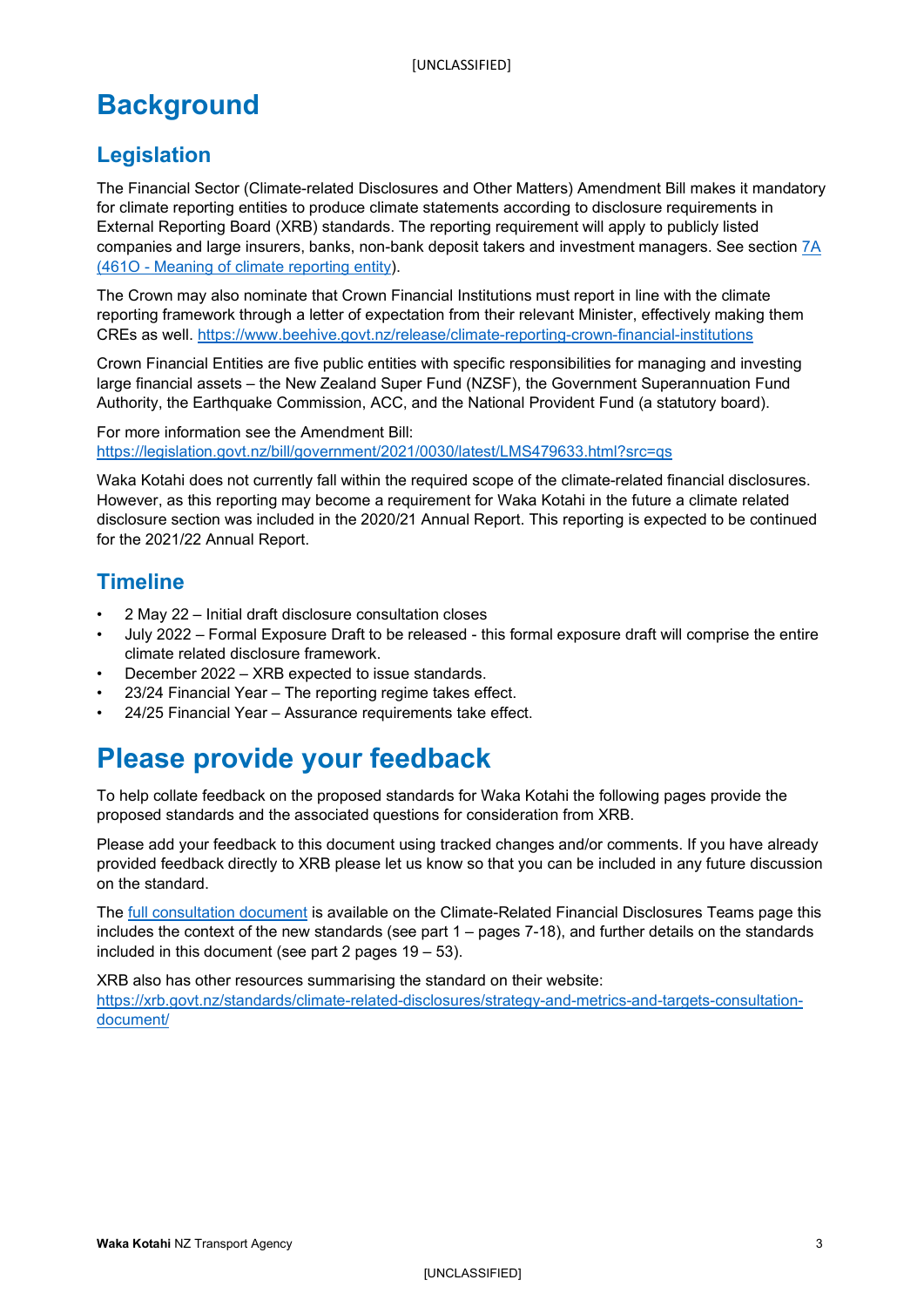# Background

## Legislation

The Financial Sector (Climate-related Disclosures and Other Matters) Amendment Bill makes it mandatory for climate reporting entities to produce climate statements according to disclosure requirements in External Reporting Board (XRB) standards. The reporting requirement will apply to publicly listed companies and large insurers, banks, non-bank deposit takers and investment managers. See section [7A (461O - Meaning of climate reporting entity)](7A (461O - Meaning of climate reporting entity)).

The Crown may also nominate that Crown Financial Institutions must report in line with the climate reporting framework through a letter of expectation from their relevant Minister, effectively making them CREs as well. https://www.beehive.govt.nz/release/climate-reporting-crown-financial-institutions

Crown Financial Entities are five public entities with specific responsibilities for managing and investing large financial assets – the New Zealand Super Fund (NZSF), the Government Superannuation Fund Authority, the Earthquake Commission, ACC, and the National Provident Fund (a statutory board).

For more information see the Amendment Bill:
https://legislation.govt.nz/bill/government/2021/0030/latest/LMS479633.html?src=qs

Waka Kotahi does not currently fall within the required scope of the climate-related financial disclosures. However, as this reporting may become a requirement for Waka Kotahi in the future a climate related disclosure section was included in the 2020/21 Annual Report. This reporting is expected to be continued for the 2021/22 Annual Report.

## Timeline

- 2 May 22 – Initial draft disclosure consultation closes
- July 2022 – Formal Exposure Draft to be released - this formal exposure draft will comprise the entire climate related disclosure framework.
- December 2022 – XRB expected to issue standards.
- 23/24 Financial Year – The reporting regime takes effect.
- 24/25 Financial Year – Assurance requirements take effect.

# Please provide your feedback

To help collate feedback on the proposed standards for Waka Kotahi the following pages provide the proposed standards and the associated questions for consideration from XRB.

Please add your feedback to this document using tracked changes and/or comments. If you have already provided feedback directly to XRB please let us know so that you can be included in any future discussion on the standard.

The full consultation document is available on the Climate-Related Financial Disclosures Teams page this includes the context of the new standards (see part 1 – pages 7-18), and further details on the standards included in this document (see part 2 pages 19 – 53).

XRB also has other resources summarising the standard on their website:
https://xrb.govt.nz/standards/climate-related-disclosures/strategy-and-metrics-and-targets-consultation-document/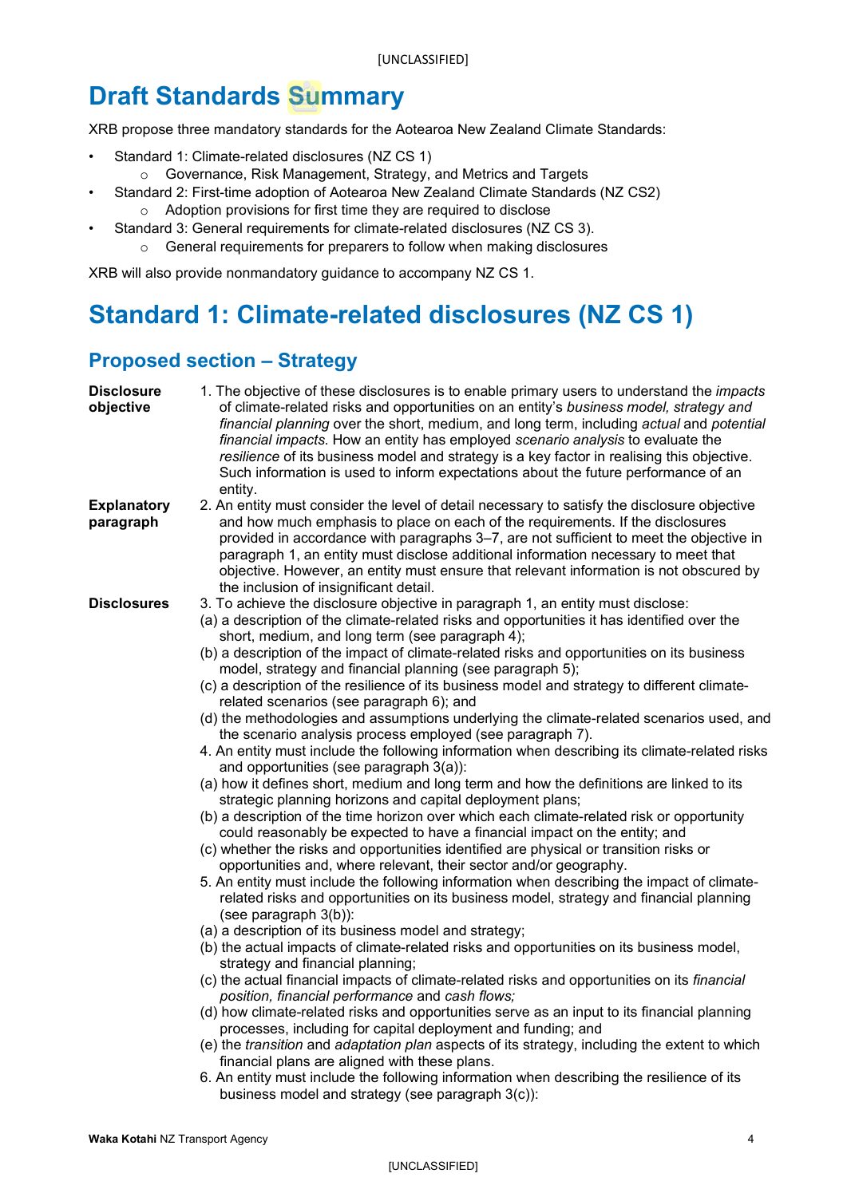# Draft Standards Summary

XRB propose three mandatory standards for the Aotearoa New Zealand Climate Standards:

- Standard 1: Climate-related disclosures (NZ CS 1)
    - Governance, Risk Management, Strategy, and Metrics and Targets
- Standard 2: First-time adoption of Aotearoa New Zealand Climate Standards (NZ CS2)
    - Adoption provisions for first time they are required to disclose
- Standard 3: General requirements for climate-related disclosures (NZ CS 3).
    - General requirements for preparers to follow when making disclosures

XRB will also provide nonmandatory guidance to accompany NZ CS 1.

# Standard 1: Climate-related disclosures (NZ CS 1)

## Proposed section – Strategy

**Disclosure objective**

1. The objective of these disclosures is to enable primary users to understand the *impacts* of climate-related risks and opportunities on an entity's *business model, strategy and financial planning* over the short, medium, and long term, including *actual* and *potential financial impacts*. How an entity has employed *scenario analysis* to evaluate the *resilience* of its business model and strategy is a key factor in realising this objective. Such information is used to inform expectations about the future performance of an entity.

**Explanatory paragraph**

2. An entity must consider the level of detail necessary to satisfy the disclosure objective and how much emphasis to place on each of the requirements. If the disclosures provided in accordance with paragraphs 3–7, are not sufficient to meet the objective in paragraph 1, an entity must disclose additional information necessary to meet that objective. However, an entity must ensure that relevant information is not obscured by the inclusion of insignificant detail.

**Disclosures**

3. To achieve the disclosure objective in paragraph 1, an entity must disclose:
   (a) a description of the climate-related risks and opportunities it has identified over the short, medium, and long term (see paragraph 4);
   (b) a description of the impact of climate-related risks and opportunities on its business model, strategy and financial planning (see paragraph 5);
   (c) a description of the resilience of its business model and strategy to different climate-related scenarios (see paragraph 6); and
   (d) the methodologies and assumptions underlying the climate-related scenarios used, and the scenario analysis process employed (see paragraph 7).
4. An entity must include the following information when describing its climate-related risks and opportunities (see paragraph 3(a)):
   (a) how it defines short, medium and long term and how the definitions are linked to its strategic planning horizons and capital deployment plans;
   (b) a description of the time horizon over which each climate-related risk or opportunity could reasonably be expected to have a financial impact on the entity; and
   (c) whether the risks and opportunities identified are physical or transition risks or opportunities and, where relevant, their sector and/or geography.
5. An entity must include the following information when describing the impact of climate-related risks and opportunities on its business model, strategy and financial planning (see paragraph 3(b)):
   (a) a description of its business model and strategy;
   (b) the actual impacts of climate-related risks and opportunities on its business model, strategy and financial planning;
   (c) the actual financial impacts of climate-related risks and opportunities on its *financial position, financial performance* and *cash flows;*
   (d) how climate-related risks and opportunities serve as an input to its financial planning processes, including for capital deployment and funding; and
   (e) the *transition* and *adaptation plan* aspects of its strategy, including the extent to which financial plans are aligned with these plans.
6. An entity must include the following information when describing the resilience of its business model and strategy (see paragraph 3(c)):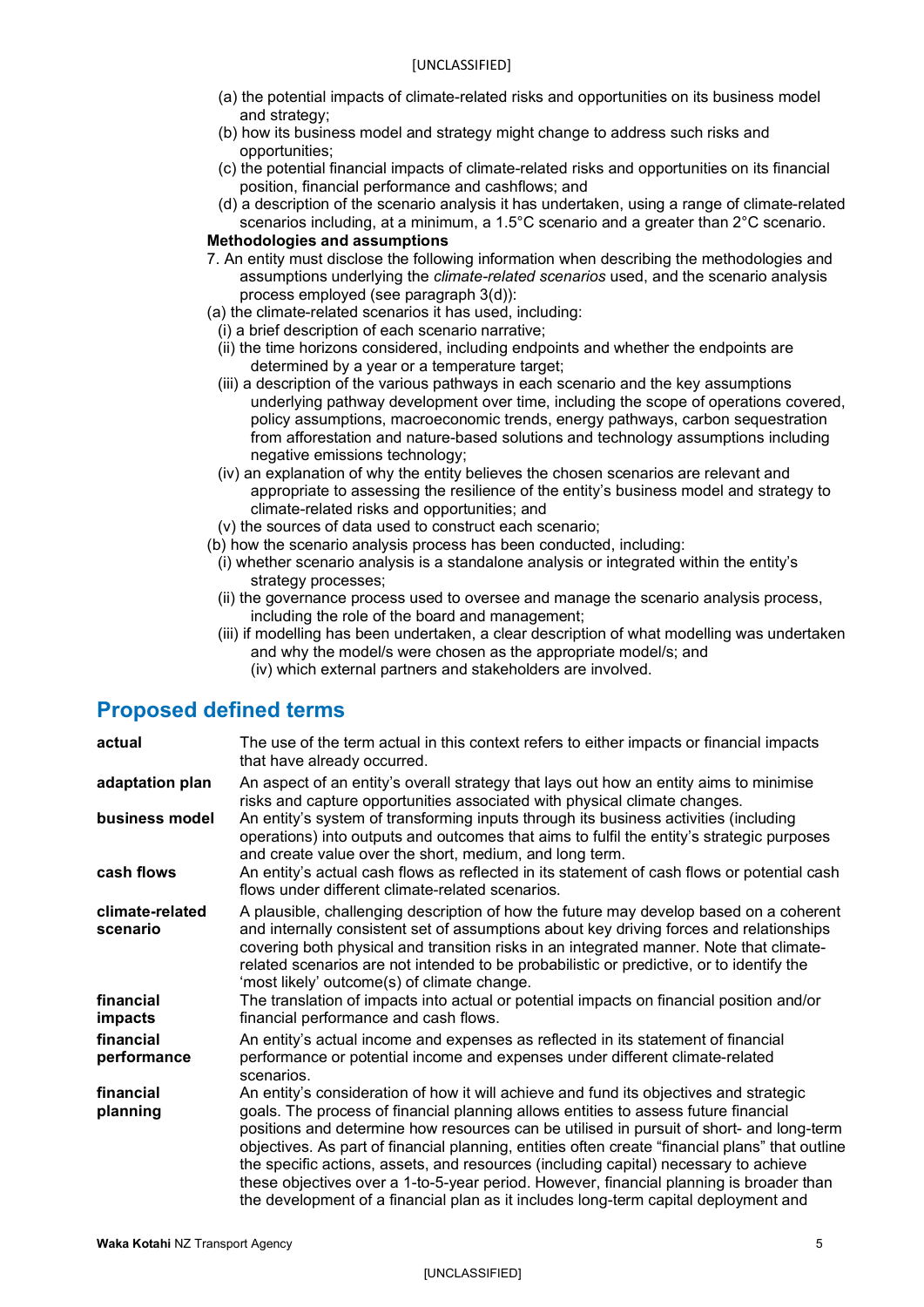(a) the potential impacts of climate-related risks and opportunities on its business model and strategy;

(b) how its business model and strategy might change to address such risks and opportunities;

(c) the potential financial impacts of climate-related risks and opportunities on its financial position, financial performance and cashflows; and

(d) a description of the scenario analysis it has undertaken, using a range of climate-related scenarios including, at a minimum, a 1.5°C scenario and a greater than 2°C scenario.

**Methodologies and assumptions**

7. An entity must disclose the following information when describing the methodologies and assumptions underlying the *climate-related scenarios* used, and the scenario analysis process employed (see paragraph 3(d)):

(a) the climate-related scenarios it has used, including:

(i) a brief description of each scenario narrative;

(ii) the time horizons considered, including endpoints and whether the endpoints are determined by a year or a temperature target;

(iii) a description of the various pathways in each scenario and the key assumptions underlying pathway development over time, including the scope of operations covered, policy assumptions, macroeconomic trends, energy pathways, carbon sequestration from afforestation and nature-based solutions and technology assumptions including negative emissions technology;

(iv) an explanation of why the entity believes the chosen scenarios are relevant and appropriate to assessing the resilience of the entity's business model and strategy to climate-related risks and opportunities; and

(v) the sources of data used to construct each scenario;

(b) how the scenario analysis process has been conducted, including:

(i) whether scenario analysis is a standalone analysis or integrated within the entity's strategy processes;

(ii) the governance process used to oversee and manage the scenario analysis process, including the role of the board and management;

(iii) if modelling has been undertaken, a clear description of what modelling was undertaken and why the model/s were chosen as the appropriate model/s; and

(iv) which external partners and stakeholders are involved.

## Proposed defined terms

| | |
|---|---|
| **actual** | The use of the term actual in this context refers to either impacts or financial impacts that have already occurred. |
| **adaptation plan** | An aspect of an entity's overall strategy that lays out how an entity aims to minimise risks and capture opportunities associated with physical climate changes. |
| **business model** | An entity's system of transforming inputs through its business activities (including operations) into outputs and outcomes that aims to fulfil the entity's strategic purposes and create value over the short, medium, and long term. |
| **cash flows** | An entity's actual cash flows as reflected in its statement of cash flows or potential cash flows under different climate-related scenarios. |
| **climate-related scenario** | A plausible, challenging description of how the future may develop based on a coherent and internally consistent set of assumptions about key driving forces and relationships covering both physical and transition risks in an integrated manner. Note that climate-related scenarios are not intended to be probabilistic or predictive, or to identify the 'most likely' outcome(s) of climate change. |
| **financial impacts** | The translation of impacts into actual or potential impacts on financial position and/or financial performance and cash flows. |
| **financial performance** | An entity's actual income and expenses as reflected in its statement of financial performance or potential income and expenses under different climate-related scenarios. |
| **financial planning** | An entity's consideration of how it will achieve and fund its objectives and strategic goals. The process of financial planning allows entities to assess future financial positions and determine how resources can be utilised in pursuit of short- and long-term objectives. As part of financial planning, entities often create "financial plans" that outline the specific actions, assets, and resources (including capital) necessary to achieve these objectives over a 1-to-5-year period. However, financial planning is broader than the development of a financial plan as it includes long-term capital deployment and |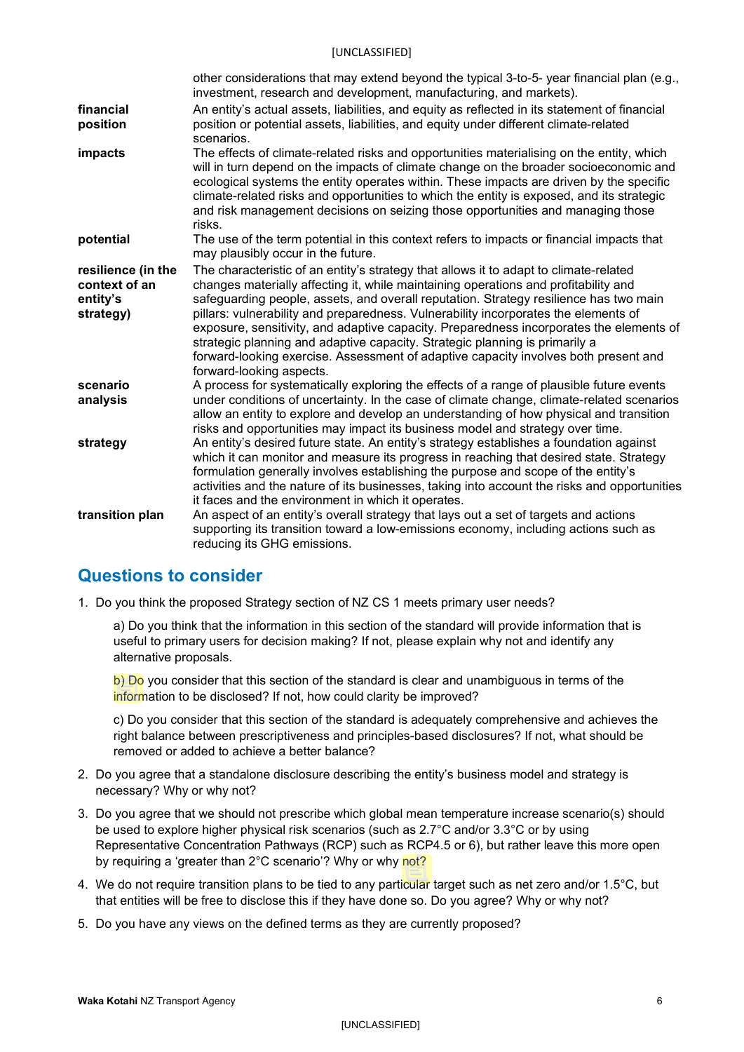| | |
|---|---|
| | other considerations that may extend beyond the typical 3-to-5- year financial plan (e.g., investment, research and development, manufacturing, and markets). |
| **financial position** | An entity's actual assets, liabilities, and equity as reflected in its statement of financial position or potential assets, liabilities, and equity under different climate-related scenarios. |
| **impacts** | The effects of climate-related risks and opportunities materialising on the entity, which will in turn depend on the impacts of climate change on the broader socioeconomic and ecological systems the entity operates within. These impacts are driven by the specific climate-related risks and opportunities to which the entity is exposed, and its strategic and risk management decisions on seizing those opportunities and managing those risks. |
| **potential** | The use of the term potential in this context refers to impacts or financial impacts that may plausibly occur in the future. |
| **resilience (in the context of an entity's strategy)** | The characteristic of an entity's strategy that allows it to adapt to climate-related changes materially affecting it, while maintaining operations and profitability and safeguarding people, assets, and overall reputation. Strategy resilience has two main pillars: vulnerability and preparedness. Vulnerability incorporates the elements of exposure, sensitivity, and adaptive capacity. Preparedness incorporates the elements of strategic planning and adaptive capacity. Strategic planning is primarily a forward-looking exercise. Assessment of adaptive capacity involves both present and forward-looking aspects. |
| **scenario analysis** | A process for systematically exploring the effects of a range of plausible future events under conditions of uncertainty. In the case of climate change, climate-related scenarios allow an entity to explore and develop an understanding of how physical and transition risks and opportunities may impact its business model and strategy over time. |
| **strategy** | An entity's desired future state. An entity's strategy establishes a foundation against which it can monitor and measure its progress in reaching that desired state. Strategy formulation generally involves establishing the purpose and scope of the entity's activities and the nature of its businesses, taking into account the risks and opportunities it faces and the environment in which it operates. |
| **transition plan** | An aspect of an entity's overall strategy that lays out a set of targets and actions supporting its transition toward a low-emissions economy, including actions such as reducing its GHG emissions. |

## Questions to consider

1. Do you think the proposed Strategy section of NZ CS 1 meets primary user needs?

   a) Do you think that the information in this section of the standard will provide information that is useful to primary users for decision making? If not, please explain why not and identify any alternative proposals.

   b) Do you consider that this section of the standard is clear and unambiguous in terms of the information to be disclosed? If not, how could clarity be improved?

   c) Do you consider that this section of the standard is adequately comprehensive and achieves the right balance between prescriptiveness and principles-based disclosures? If not, what should be removed or added to achieve a better balance?

2. Do you agree that a standalone disclosure describing the entity's business model and strategy is necessary? Why or why not?

3. Do you agree that we should not prescribe which global mean temperature increase scenario(s) should be used to explore higher physical risk scenarios (such as 2.7°C and/or 3.3°C or by using Representative Concentration Pathways (RCP) such as RCP4.5 or 6), but rather leave this more open by requiring a 'greater than 2°C scenario'? Why or why not?

4. We do not require transition plans to be tied to any particular target such as net zero and/or 1.5°C, but that entities will be free to disclose this if they have done so. Do you agree? Why or why not?

5. Do you have any views on the defined terms as they are currently proposed?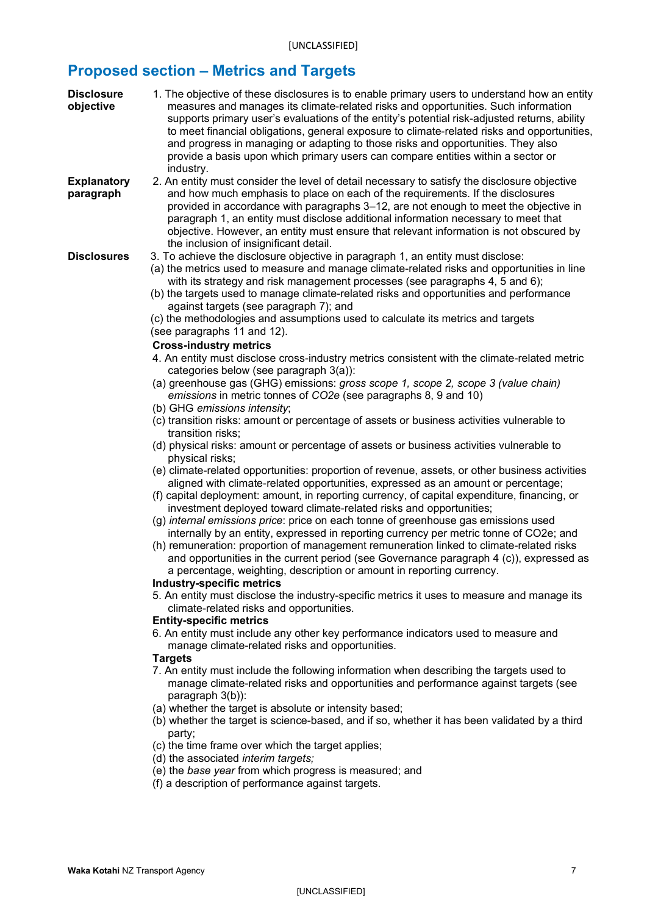## Proposed section – Metrics and Targets

**Disclosure objective**

1. The objective of these disclosures is to enable primary users to understand how an entity measures and manages its climate-related risks and opportunities. Such information supports primary user's evaluations of the entity's potential risk-adjusted returns, ability to meet financial obligations, general exposure to climate-related risks and opportunities, and progress in managing or adapting to those risks and opportunities. They also provide a basis upon which primary users can compare entities within a sector or industry.

**Explanatory paragraph**

2. An entity must consider the level of detail necessary to satisfy the disclosure objective and how much emphasis to place on each of the requirements. If the disclosures provided in accordance with paragraphs 3–12, are not enough to meet the objective in paragraph 1, an entity must disclose additional information necessary to meet that objective. However, an entity must ensure that relevant information is not obscured by the inclusion of insignificant detail.

**Disclosures**

3. To achieve the disclosure objective in paragraph 1, an entity must disclose:
(a) the metrics used to measure and manage climate-related risks and opportunities in line with its strategy and risk management processes (see paragraphs 4, 5 and 6);
(b) the targets used to manage climate-related risks and opportunities and performance against targets (see paragraph 7); and
(c) the methodologies and assumptions used to calculate its metrics and targets (see paragraphs 11 and 12).

**Cross-industry metrics**

4. An entity must disclose cross-industry metrics consistent with the climate-related metric categories below (see paragraph 3(a)):
(a) greenhouse gas (GHG) emissions: *gross scope 1, scope 2, scope 3 (value chain) emissions* in metric tonnes of *CO2e* (see paragraphs 8, 9 and 10)
(b) GHG *emissions intensity*;
(c) transition risks: amount or percentage of assets or business activities vulnerable to transition risks;
(d) physical risks: amount or percentage of assets or business activities vulnerable to physical risks;
(e) climate-related opportunities: proportion of revenue, assets, or other business activities aligned with climate-related opportunities, expressed as an amount or percentage;
(f) capital deployment: amount, in reporting currency, of capital expenditure, financing, or investment deployed toward climate-related risks and opportunities;
(g) *internal emissions price*: price on each tonne of greenhouse gas emissions used internally by an entity, expressed in reporting currency per metric tonne of CO2e; and
(h) remuneration: proportion of management remuneration linked to climate-related risks and opportunities in the current period (see Governance paragraph 4 (c)), expressed as a percentage, weighting, description or amount in reporting currency.

**Industry-specific metrics**

5. An entity must disclose the industry-specific metrics it uses to measure and manage its climate-related risks and opportunities.

**Entity-specific metrics**

6. An entity must include any other key performance indicators used to measure and manage climate-related risks and opportunities.

**Targets**

7. An entity must include the following information when describing the targets used to manage climate-related risks and opportunities and performance against targets (see paragraph 3(b)):
(a) whether the target is absolute or intensity based;
(b) whether the target is science-based, and if so, whether it has been validated by a third party;
(c) the time frame over which the target applies;
(d) the associated *interim targets;*
(e) the *base year* from which progress is measured; and
(f) a description of performance against targets.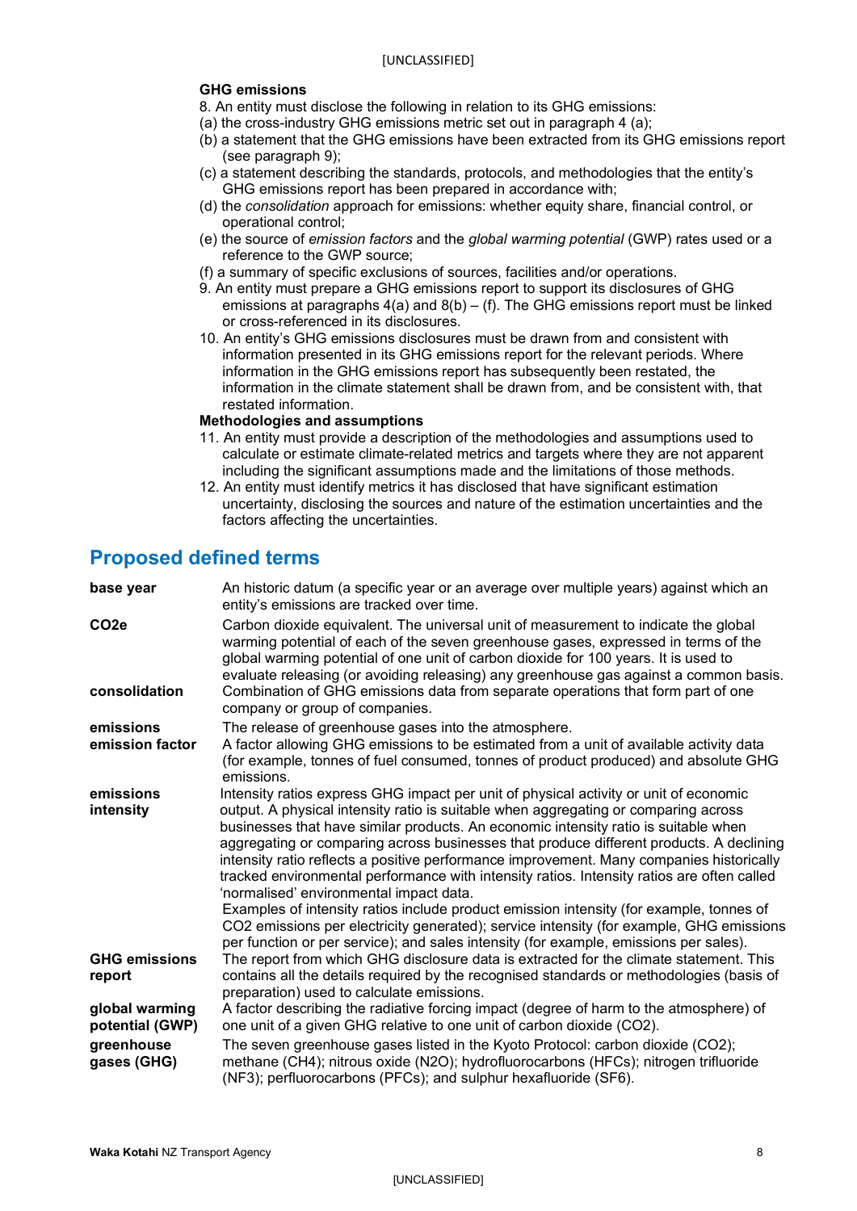**GHG emissions**

8. An entity must disclose the following in relation to its GHG emissions:
   (a) the cross-industry GHG emissions metric set out in paragraph 4 (a);
   (b) a statement that the GHG emissions have been extracted from its GHG emissions report (see paragraph 9);
   (c) a statement describing the standards, protocols, and methodologies that the entity's GHG emissions report has been prepared in accordance with;
   (d) the *consolidation* approach for emissions: whether equity share, financial control, or operational control;
   (e) the source of *emission factors* and the *global warming potential* (GWP) rates used or a reference to the GWP source;
   (f) a summary of specific exclusions of sources, facilities and/or operations.
9. An entity must prepare a GHG emissions report to support its disclosures of GHG emissions at paragraphs 4(a) and 8(b) – (f). The GHG emissions report must be linked or cross-referenced in its disclosures.
10. An entity's GHG emissions disclosures must be drawn from and consistent with information presented in its GHG emissions report for the relevant periods. Where information in the GHG emissions report has subsequently been restated, the information in the climate statement shall be drawn from, and be consistent with, that restated information.

**Methodologies and assumptions**

11. An entity must provide a description of the methodologies and assumptions used to calculate or estimate climate-related metrics and targets where they are not apparent including the significant assumptions made and the limitations of those methods.
12. An entity must identify metrics it has disclosed that have significant estimation uncertainty, disclosing the sources and nature of the estimation uncertainties and the factors affecting the uncertainties.

## Proposed defined terms

| Term | Definition |
| --- | --- |
| **base year** | An historic datum (a specific year or an average over multiple years) against which an entity's emissions are tracked over time. |
| **CO2e** | Carbon dioxide equivalent. The universal unit of measurement to indicate the global warming potential of each of the seven greenhouse gases, expressed in terms of the global warming potential of one unit of carbon dioxide for 100 years. It is used to evaluate releasing (or avoiding releasing) any greenhouse gas against a common basis. |
| **consolidation** | Combination of GHG emissions data from separate operations that form part of one company or group of companies. |
| **emissions** | The release of greenhouse gases into the atmosphere. |
| **emission factor** | A factor allowing GHG emissions to be estimated from a unit of available activity data (for example, tonnes of fuel consumed, tonnes of product produced) and absolute GHG emissions. |
| **emissions intensity** | Intensity ratios express GHG impact per unit of physical activity or unit of economic output. A physical intensity ratio is suitable when aggregating or comparing across businesses that have similar products. An economic intensity ratio is suitable when aggregating or comparing across businesses that produce different products. A declining intensity ratio reflects a positive performance improvement. Many companies historically tracked environmental performance with intensity ratios. Intensity ratios are often called 'normalised' environmental impact data. Examples of intensity ratios include product emission intensity (for example, tonnes of $CO_2$ emissions per electricity generated); service intensity (for example, GHG emissions per function or per service); and sales intensity (for example, emissions per sales). |
| **GHG emissions report** | The report from which GHG disclosure data is extracted for the climate statement. This contains all the details required by the recognised standards or methodologies (basis of preparation) used to calculate emissions. |
| **global warming potential (GWP)** | A factor describing the radiative forcing impact (degree of harm to the atmosphere) of one unit of a given GHG relative to one unit of carbon dioxide ($CO_2$). |
| **greenhouse gases (GHG)** | The seven greenhouse gases listed in the Kyoto Protocol: carbon dioxide ($CO_2$); methane ($CH_4$); nitrous oxide ($N_2O$); hydrofluorocarbons (HFCs); nitrogen trifluoride ($NF_3$); perfluorocarbons (PFCs); and sulphur hexafluoride ($SF_6$). |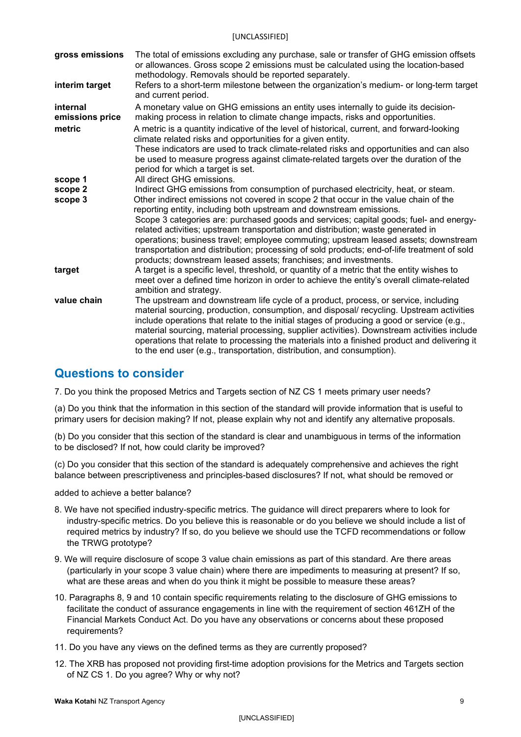| | |
|---|---|
| **gross emissions** | The total of emissions excluding any purchase, sale or transfer of GHG emission offsets or allowances. Gross scope 2 emissions must be calculated using the location-based methodology. Removals should be reported separately. |
| **interim target** | Refers to a short-term milestone between the organization's medium- or long-term target and current period. |
| **internal emissions price** | A monetary value on GHG emissions an entity uses internally to guide its decision-making process in relation to climate change impacts, risks and opportunities. |
| **metric** | A metric is a quantity indicative of the level of historical, current, and forward-looking climate related risks and opportunities for a given entity. These indicators are used to track climate-related risks and opportunities and can also be used to measure progress against climate-related targets over the duration of the period for which a target is set. |
| **scope 1** | All direct GHG emissions. |
| **scope 2** | Indirect GHG emissions from consumption of purchased electricity, heat, or steam. |
| **scope 3** | Other indirect emissions not covered in scope 2 that occur in the value chain of the reporting entity, including both upstream and downstream emissions. Scope 3 categories are: purchased goods and services; capital goods; fuel- and energy-related activities; upstream transportation and distribution; waste generated in operations; business travel; employee commuting; upstream leased assets; downstream transportation and distribution; processing of sold products; end-of-life treatment of sold products; downstream leased assets; franchises; and investments. |
| **target** | A target is a specific level, threshold, or quantity of a metric that the entity wishes to meet over a defined time horizon in order to achieve the entity's overall climate-related ambition and strategy. |
| **value chain** | The upstream and downstream life cycle of a product, process, or service, including material sourcing, production, consumption, and disposal/ recycling. Upstream activities include operations that relate to the initial stages of producing a good or service (e.g., material sourcing, material processing, supplier activities). Downstream activities include operations that relate to processing the materials into a finished product and delivering it to the end user (e.g., transportation, distribution, and consumption). |

## Questions to consider

7. Do you think the proposed Metrics and Targets section of NZ CS 1 meets primary user needs?

(a) Do you think that the information in this section of the standard will provide information that is useful to primary users for decision making? If not, please explain why not and identify any alternative proposals.

(b) Do you consider that this section of the standard is clear and unambiguous in terms of the information to be disclosed? If not, how could clarity be improved?

(c) Do you consider that this section of the standard is adequately comprehensive and achieves the right balance between prescriptiveness and principles-based disclosures? If not, what should be removed or added to achieve a better balance?

8. We have not specified industry-specific metrics. The guidance will direct preparers where to look for industry-specific metrics. Do you believe this is reasonable or do you believe we should include a list of required metrics by industry? If so, do you believe we should use the TCFD recommendations or follow the TRWG prototype?

9. We will require disclosure of scope 3 value chain emissions as part of this standard. Are there areas (particularly in your scope 3 value chain) where there are impediments to measuring at present? If so, what are these areas and when do you think it might be possible to measure these areas?

10. Paragraphs 8, 9 and 10 contain specific requirements relating to the disclosure of GHG emissions to facilitate the conduct of assurance engagements in line with the requirement of section 461ZH of the Financial Markets Conduct Act. Do you have any observations or concerns about these proposed requirements?

11. Do you have any views on the defined terms as they are currently proposed?

12. The XRB has proposed not providing first-time adoption provisions for the Metrics and Targets section of NZ CS 1. Do you agree? Why or why not?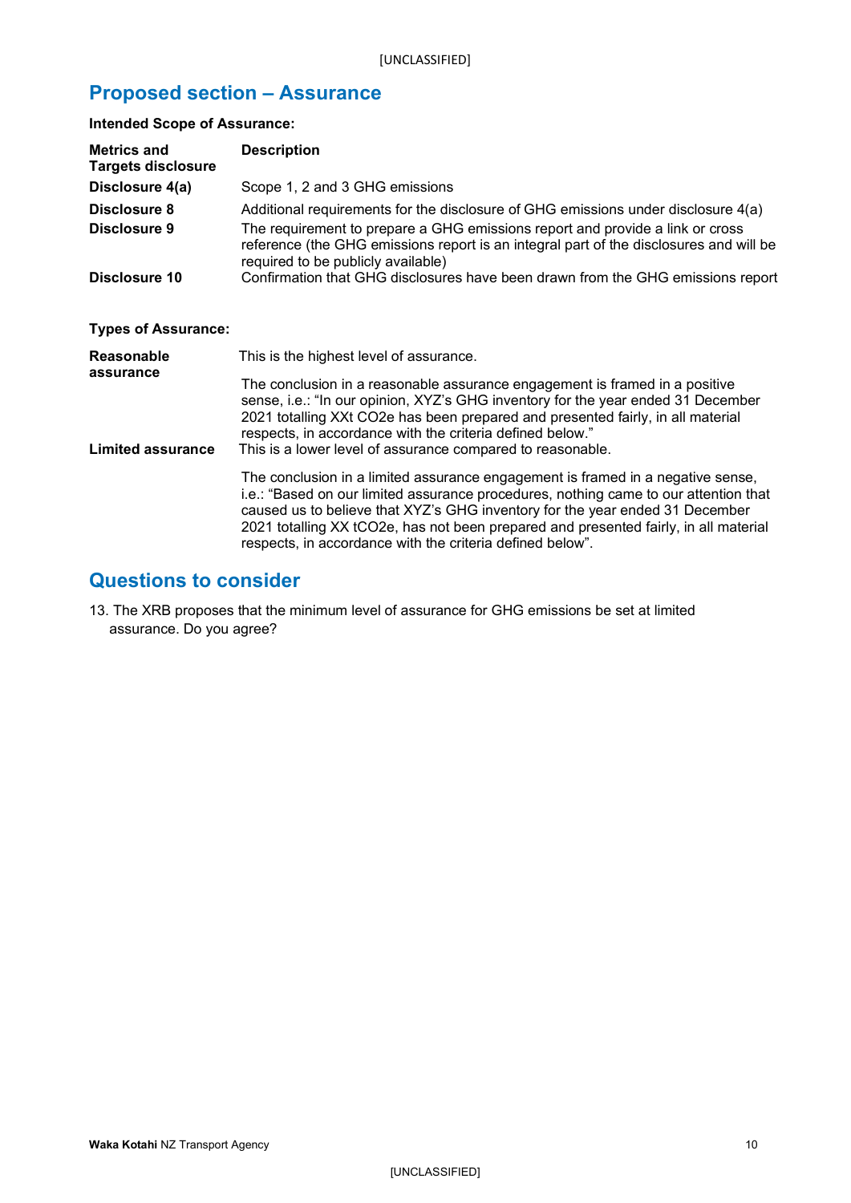## Proposed section – Assurance

**Intended Scope of Assurance:**

| Metrics and Targets disclosure | Description |
|---|---|
| **Disclosure 4(a)** | Scope 1, 2 and 3 GHG emissions |
| **Disclosure 8** | Additional requirements for the disclosure of GHG emissions under disclosure 4(a) |
| **Disclosure 9** | The requirement to prepare a GHG emissions report and provide a link or cross reference (the GHG emissions report is an integral part of the disclosures and will be required to be publicly available) |
| **Disclosure 10** | Confirmation that GHG disclosures have been drawn from the GHG emissions report |

**Types of Assurance:**

| | |
|---|---|
| **Reasonable assurance** | This is the highest level of assurance.<br><br>The conclusion in a reasonable assurance engagement is framed in a positive sense, i.e.: "In our opinion, XYZ's GHG inventory for the year ended 31 December 2021 totalling XXt $CO_2e$ has been prepared and presented fairly, in all material respects, in accordance with the criteria defined below." |
| **Limited assurance** | This is a lower level of assurance compared to reasonable.<br><br>The conclusion in a limited assurance engagement is framed in a negative sense, i.e.: "Based on our limited assurance procedures, nothing came to our attention that caused us to believe that XYZ's GHG inventory for the year ended 31 December 2021 totalling XX $tCO_2e$, has not been prepared and presented fairly, in all material respects, in accordance with the criteria defined below". |

## Questions to consider

13. The XRB proposes that the minimum level of assurance for GHG emissions be set at limited assurance. Do you agree?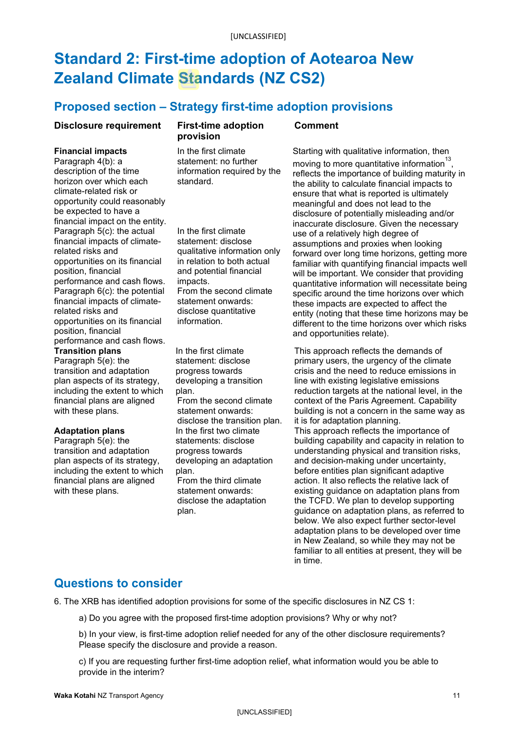# Standard 2: First-time adoption of Aotearoa New Zealand Climate Standards (NZ CS2)

## Proposed section – Strategy first-time adoption provisions

| Disclosure requirement | First-time adoption provision | Comment |
|---|---|---|
| **Financial impacts**<br>Paragraph 4(b): a description of the time horizon over which each climate-related risk or opportunity could reasonably be expected to have a financial impact on the entity. | In the first climate statement: no further information required by the standard. | Starting with qualitative information, then moving to more quantitative information[13], reflects the importance of building maturity in the ability to calculate financial impacts to ensure that what is reported is ultimately meaningful and does not lead to the disclosure of potentially misleading and/or inaccurate disclosure. Given the necessary use of a relatively high degree of assumptions and proxies when looking forward over long time horizons, getting more familiar with quantifying financial impacts well will be important. We consider that providing quantitative information will necessitate being specific around the time horizons over which these impacts are expected to affect the entity (noting that these time horizons may be different to the time horizons over which risks and opportunities relate). |
| Paragraph 5(c): the actual financial impacts of climate-related risks and opportunities on its financial position, financial performance and cash flows.<br>Paragraph 6(c): the potential financial impacts of climate-related risks and opportunities on its financial position, financial performance and cash flows. | In the first climate statement: disclose qualitative information only in relation to both actual and potential financial impacts.<br>From the second climate statement onwards: disclose quantitative information. | |
| **Transition plans**<br>Paragraph 5(e): the transition and adaptation plan aspects of its strategy, including the extent to which financial plans are aligned with these plans. | In the first climate statement: disclose progress towards developing a transition plan.<br>From the second climate statement onwards: disclose the transition plan. | This approach reflects the demands of primary users, the urgency of the climate crisis and the need to reduce emissions in line with existing legislative emissions reduction targets at the national level, in the context of the Paris Agreement. Capability building is not a concern in the same way as it is for adaptation planning. |
| **Adaptation plans**<br>Paragraph 5(e): the transition and adaptation plan aspects of its strategy, including the extent to which financial plans are aligned with these plans. | In the first two climate statements: disclose progress towards developing an adaptation plan.<br>From the third climate statement onwards: disclose the adaptation plan. | This approach reflects the importance of building capability and capacity in relation to understanding physical and transition risks, and decision-making under uncertainty, before entities plan significant adaptive action. It also reflects the relative lack of existing guidance on adaptation plans from the TCFD. We plan to develop supporting guidance on adaptation plans, as referred to below. We also expect further sector-level adaptation plans to be developed over time in New Zealand, so while they may not be familiar to all entities at present, they will be in time. |

## Questions to consider

6. The XRB has identified adoption provisions for some of the specific disclosures in NZ CS 1:

   a) Do you agree with the proposed first-time adoption provisions? Why or why not?

   b) In your view, is first-time adoption relief needed for any of the other disclosure requirements? Please specify the disclosure and provide a reason.

   c) If you are requesting further first-time adoption relief, what information would you be able to provide in the interim?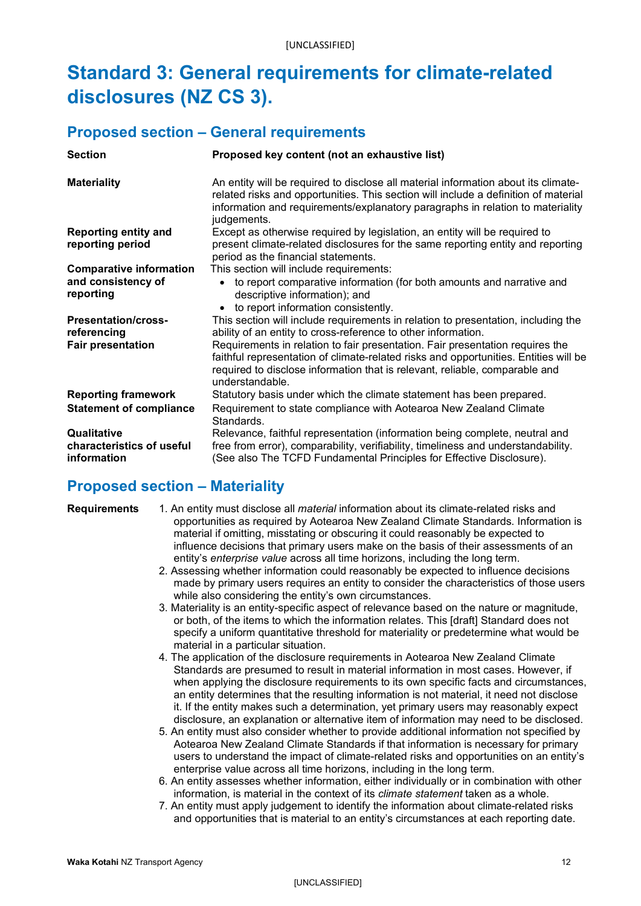# Standard 3: General requirements for climate-related disclosures (NZ CS 3).

## Proposed section – General requirements

| Section | Proposed key content (not an exhaustive list) |
|---|---|
| **Materiality** | An entity will be required to disclose all material information about its climate-related risks and opportunities. This section will include a definition of material information and requirements/explanatory paragraphs in relation to materiality judgements. |
| **Reporting entity and reporting period** | Except as otherwise required by legislation, an entity will be required to present climate-related disclosures for the same reporting entity and reporting period as the financial statements. |
| **Comparative information and consistency of reporting** | This section will include requirements:<br>• to report comparative information (for both amounts and narrative and descriptive information); and<br>• to report information consistently. |
| **Presentation/cross-referencing** | This section will include requirements in relation to presentation, including the ability of an entity to cross-reference to other information. |
| **Fair presentation** | Requirements in relation to fair presentation. Fair presentation requires the faithful representation of climate-related risks and opportunities. Entities will be required to disclose information that is relevant, reliable, comparable and understandable. |
| **Reporting framework** | Statutory basis under which the climate statement has been prepared. |
| **Statement of compliance** | Requirement to state compliance with Aotearoa New Zealand Climate Standards. |
| **Qualitative characteristics of useful information** | Relevance, faithful representation (information being complete, neutral and free from error), comparability, verifiability, timeliness and understandability. (See also The TCFD Fundamental Principles for Effective Disclosure). |

## Proposed section – Materiality

**Requirements**

1. An entity must disclose all *material* information about its climate-related risks and opportunities as required by Aotearoa New Zealand Climate Standards. Information is material if omitting, misstating or obscuring it could reasonably be expected to influence decisions that primary users make on the basis of their assessments of an entity's *enterprise value* across all time horizons, including the long term.
2. Assessing whether information could reasonably be expected to influence decisions made by primary users requires an entity to consider the characteristics of those users while also considering the entity's own circumstances.
3. Materiality is an entity-specific aspect of relevance based on the nature or magnitude, or both, of the items to which the information relates. This [draft] Standard does not specify a uniform quantitative threshold for materiality or predetermine what would be material in a particular situation.
4. The application of the disclosure requirements in Aotearoa New Zealand Climate Standards are presumed to result in material information in most cases. However, if when applying the disclosure requirements to its own specific facts and circumstances, an entity determines that the resulting information is not material, it need not disclose it. If the entity makes such a determination, yet primary users may reasonably expect disclosure, an explanation or alternative item of information may need to be disclosed.
5. An entity must also consider whether to provide additional information not specified by Aotearoa New Zealand Climate Standards if that information is necessary for primary users to understand the impact of climate-related risks and opportunities on an entity's enterprise value across all time horizons, including in the long term.
6. An entity assesses whether information, either individually or in combination with other information, is material in the context of its *climate statement* taken as a whole.
7. An entity must apply judgement to identify the information about climate-related risks and opportunities that is material to an entity's circumstances at each reporting date.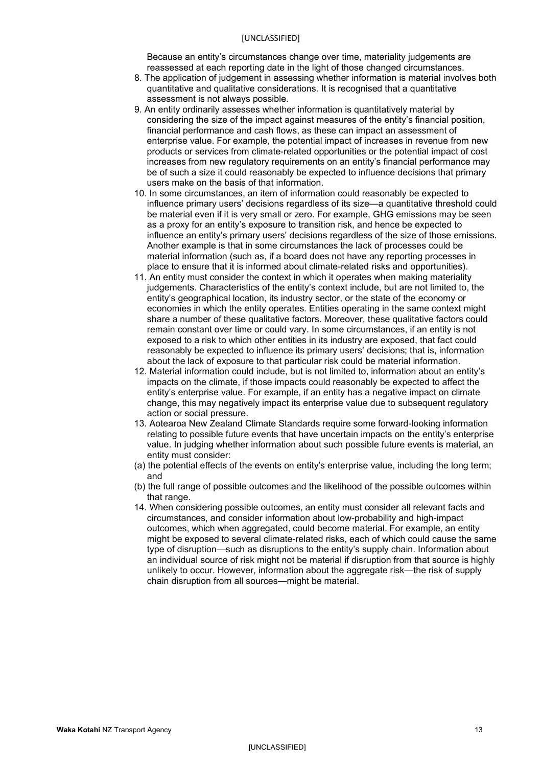Because an entity's circumstances change over time, materiality judgements are reassessed at each reporting date in the light of those changed circumstances.

8. The application of judgement in assessing whether information is material involves both quantitative and qualitative considerations. It is recognised that a quantitative assessment is not always possible.
9. An entity ordinarily assesses whether information is quantitatively material by considering the size of the impact against measures of the entity's financial position, financial performance and cash flows, as these can impact an assessment of enterprise value. For example, the potential impact of increases in revenue from new products or services from climate-related opportunities or the potential impact of cost increases from new regulatory requirements on an entity's financial performance may be of such a size it could reasonably be expected to influence decisions that primary users make on the basis of that information.
10. In some circumstances, an item of information could reasonably be expected to influence primary users' decisions regardless of its size—a quantitative threshold could be material even if it is very small or zero. For example, GHG emissions may be seen as a proxy for an entity's exposure to transition risk, and hence be expected to influence an entity's primary users' decisions regardless of the size of those emissions. Another example is that in some circumstances the lack of processes could be material information (such as, if a board does not have any reporting processes in place to ensure that it is informed about climate-related risks and opportunities).
11. An entity must consider the context in which it operates when making materiality judgements. Characteristics of the entity's context include, but are not limited to, the entity's geographical location, its industry sector, or the state of the economy or economies in which the entity operates. Entities operating in the same context might share a number of these qualitative factors. Moreover, these qualitative factors could remain constant over time or could vary. In some circumstances, if an entity is not exposed to a risk to which other entities in its industry are exposed, that fact could reasonably be expected to influence its primary users' decisions; that is, information about the lack of exposure to that particular risk could be material information.
12. Material information could include, but is not limited to, information about an entity's impacts on the climate, if those impacts could reasonably be expected to affect the entity's enterprise value. For example, if an entity has a negative impact on climate change, this may negatively impact its enterprise value due to subsequent regulatory action or social pressure.
13. Aotearoa New Zealand Climate Standards require some forward-looking information relating to possible future events that have uncertain impacts on the entity's enterprise value. In judging whether information about such possible future events is material, an entity must consider:

(a) the potential effects of the events on entity's enterprise value, including the long term; and

(b) the full range of possible outcomes and the likelihood of the possible outcomes within that range.

14. When considering possible outcomes, an entity must consider all relevant facts and circumstances, and consider information about low-probability and high-impact outcomes, which when aggregated, could become material. For example, an entity might be exposed to several climate-related risks, each of which could cause the same type of disruption—such as disruptions to the entity's supply chain. Information about an individual source of risk might not be material if disruption from that source is highly unlikely to occur. However, information about the aggregate risk—the risk of supply chain disruption from all sources—might be material.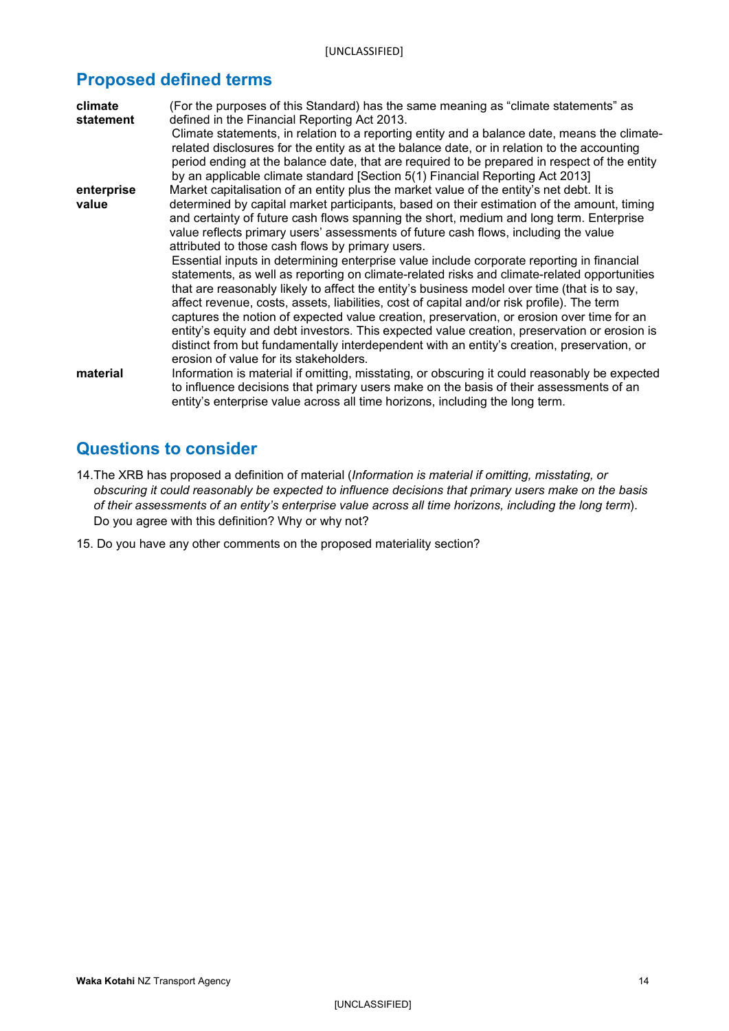## Proposed defined terms

| | |
|---|---|
| **climate statement** | (For the purposes of this Standard) has the same meaning as "climate statements" as defined in the Financial Reporting Act 2013. Climate statements, in relation to a reporting entity and a balance date, means the climate-related disclosures for the entity as at the balance date, or in relation to the accounting period ending at the balance date, that are required to be prepared in respect of the entity by an applicable climate standard [Section 5(1) Financial Reporting Act 2013] |
| **enterprise value** | Market capitalisation of an entity plus the market value of the entity's net debt. It is determined by capital market participants, based on their estimation of the amount, timing and certainty of future cash flows spanning the short, medium and long term. Enterprise value reflects primary users' assessments of future cash flows, including the value attributed to those cash flows by primary users. Essential inputs in determining enterprise value include corporate reporting in financial statements, as well as reporting on climate-related risks and climate-related opportunities that are reasonably likely to affect the entity's business model over time (that is to say, affect revenue, costs, assets, liabilities, cost of capital and/or risk profile). The term captures the notion of expected value creation, preservation, or erosion over time for an entity's equity and debt investors. This expected value creation, preservation or erosion is distinct from but fundamentally interdependent with an entity's creation, preservation, or erosion of value for its stakeholders. |
| **material** | Information is material if omitting, misstating, or obscuring it could reasonably be expected to influence decisions that primary users make on the basis of their assessments of an entity's enterprise value across all time horizons, including the long term. |

## Questions to consider

14. The XRB has proposed a definition of material (*Information is material if omitting, misstating, or obscuring it could reasonably be expected to influence decisions that primary users make on the basis of their assessments of an entity's enterprise value across all time horizons, including the long term*). Do you agree with this definition? Why or why not?

15. Do you have any other comments on the proposed materiality section?